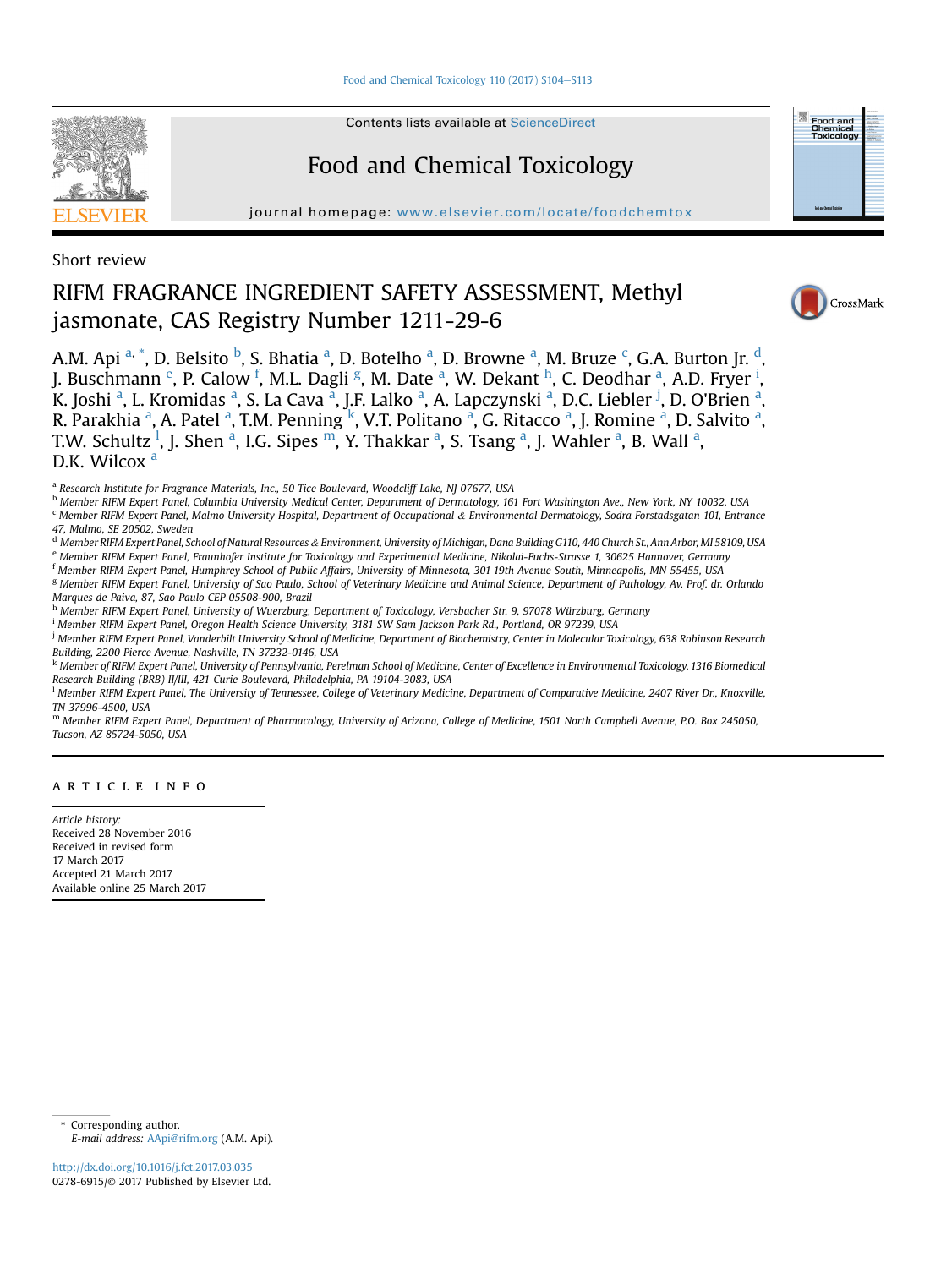Contents lists available at ScienceDirect

# Food and Chemical Toxicology

journal homepage: www.elsevier.com/locate/foodchemtox

Short review

# RIFM FRAGRANCE INGREDIENT SAFETY ASSESSMENT, Methyl jasmonate, CAS Registry Number 1211-29-6

A.M. Api [a,*], D. Belsito [b], S. Bhatia [a], D. Botelho [a], D. Browne [a], M. Bruze [c], G.A. Burton Jr. [d], J. Buschmann [e], P. Calow [f], M.L. Dagli [g], M. Date [a], W. Dekant [h], C. Deodhar [a], A.D. Fryer [i], K. Joshi [a], L. Kromidas [a], S. La Cava [a], J.F. Lalko [a], A. Lapczynski [a], D.C. Liebler [j], D. O'Brien [a], R. Parakhia [a], A. Patel [a], T.M. Penning [k], V.T. Politano [a], G. Ritacco [a], J. Romine [a], D. Salvito [a], T.W. Schultz [l], J. Shen [a], I.G. Sipes [m], Y. Thakkar [a], S. Tsang [a], J. Wahler [a], B. Wall [a], D.K. Wilcox [a]

[a] Research Institute for Fragrance Materials, Inc., 50 Tice Boulevard, Woodcliff Lake, NJ 07677, USA
[b] Member RIFM Expert Panel, Columbia University Medical Center, Department of Dermatology, 161 Fort Washington Ave., New York, NY 10032, USA
[c] Member RIFM Expert Panel, Malmo University Hospital, Department of Occupational & Environmental Dermatology, Sodra Forstadsgatan 101, Entrance 47, Malmo, SE 20502, Sweden
[d] Member RIFM Expert Panel, School of Natural Resources & Environment, University of Michigan, Dana Building G110, 440 Church St., Ann Arbor, MI 58109, USA
[e] Member RIFM Expert Panel, Fraunhofer Institute for Toxicology and Experimental Medicine, Nikolai-Fuchs-Strasse 1, 30625 Hannover, Germany
[f] Member RIFM Expert Panel, Humphrey School of Public Affairs, University of Minnesota, 301 19th Avenue South, Minneapolis, MN 55455, USA
[g] Member RIFM Expert Panel, University of Sao Paulo, School of Veterinary Medicine and Animal Science, Department of Pathology, Av. Prof. dr. Orlando Marques de Paiva, 87, Sao Paulo CEP 05508-900, Brazil
[h] Member RIFM Expert Panel, University of Wuerzburg, Department of Toxicology, Versbacher Str. 9, 97078 Würzburg, Germany
[i] Member RIFM Expert Panel, Oregon Health Science University, 3181 SW Sam Jackson Park Rd., Portland, OR 97239, USA
[j] Member RIFM Expert Panel, Vanderbilt University School of Medicine, Department of Biochemistry, Center in Molecular Toxicology, 638 Robinson Research Building, 2200 Pierce Avenue, Nashville, TN 37232-0146, USA
[k] Member of RIFM Expert Panel, University of Pennsylvania, Perelman School of Medicine, Center of Excellence in Environmental Toxicology, 1316 Biomedical Research Building (BRB) II/III, 421 Curie Boulevard, Philadelphia, PA 19104-3083, USA
[l] Member RIFM Expert Panel, The University of Tennessee, College of Veterinary Medicine, Department of Comparative Medicine, 2407 River Dr., Knoxville, TN 37996-4500, USA
[m] Member RIFM Expert Panel, Department of Pharmacology, University of Arizona, College of Medicine, 1501 North Campbell Avenue, P.O. Box 245050, Tucson, AZ 85724-5050, USA

## ARTICLE INFO

*Article history:*
Received 28 November 2016
Received in revised form
17 March 2017
Accepted 21 March 2017
Available online 25 March 2017

\* Corresponding author.
*E-mail address:* AApi@rifm.org (A.M. Api).

http://dx.doi.org/10.1016/j.fct.2017.03.035
0278-6915/© 2017 Published by Elsevier Ltd.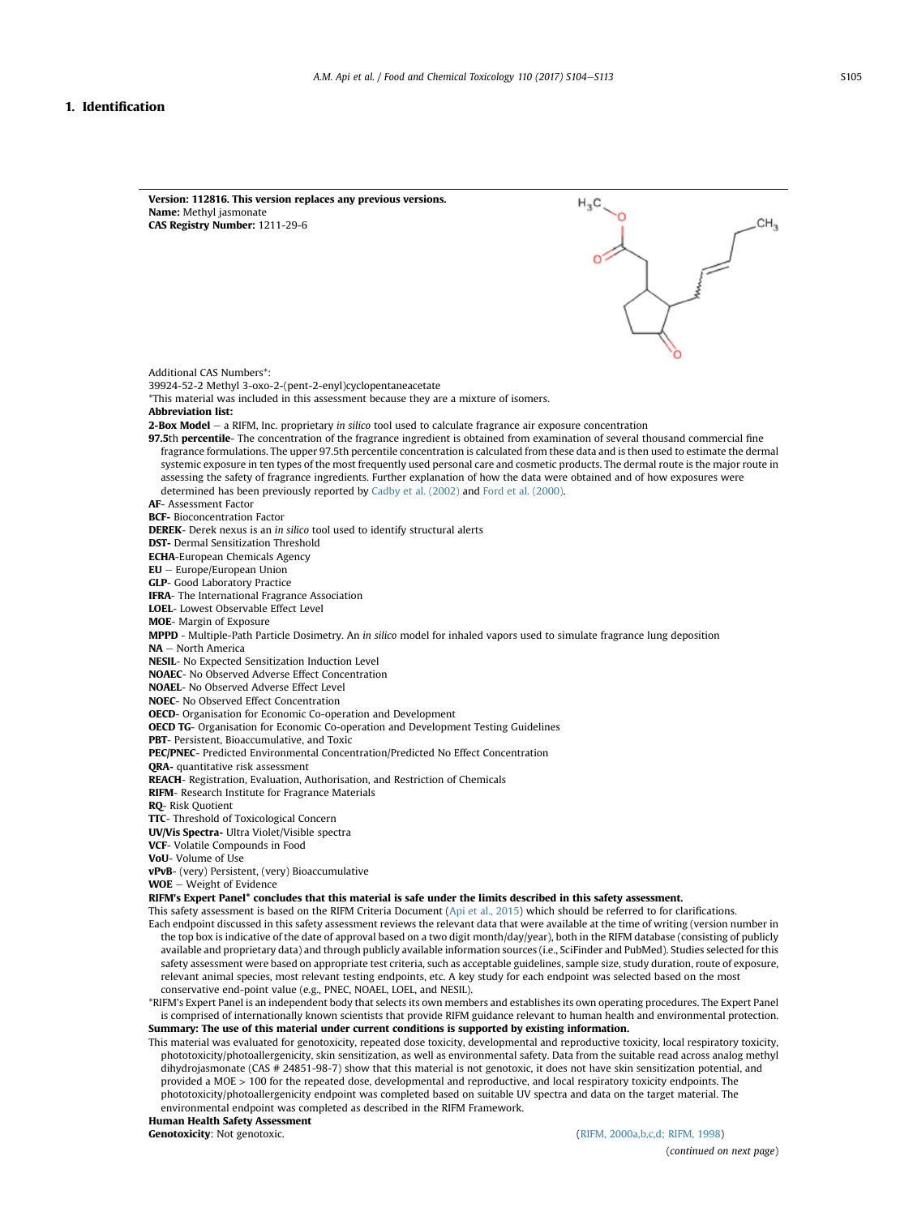# 1. Identification

**Version: 112816. This version replaces any previous versions.**
**Name:** Methyl jasmonate
**CAS Registry Number:** 1211-29-6

Additional CAS Numbers*:
39924-52-2 Methyl 3-oxo-2-(pent-2-enyl)cyclopentaneacetate
*This material was included in this assessment because they are a mixture of isomers.

**Abbreviation list:**

**2-Box Model** – a RIFM, Inc. proprietary *in silico* tool used to calculate fragrance air exposure concentration
**97.5th percentile**- The concentration of the fragrance ingredient is obtained from examination of several thousand commercial fine fragrance formulations. The upper 97.5th percentile concentration is calculated from these data and is then used to estimate the dermal systemic exposure in ten types of the most frequently used personal care and cosmetic products. The dermal route is the major route in assessing the safety of fragrance ingredients. Further explanation of how the data were obtained and of how exposures were determined has been previously reported by Cadby et al. (2002) and Ford et al. (2000).
**AF**- Assessment Factor
**BCF-** Bioconcentration Factor
**DEREK**- Derek nexus is an *in silico* tool used to identify structural alerts
**DST-** Dermal Sensitization Threshold
**ECHA**-European Chemicals Agency
**EU** – Europe/European Union
**GLP**- Good Laboratory Practice
**IFRA**- The International Fragrance Association
**LOEL**- Lowest Observable Effect Level
**MOE**- Margin of Exposure
**MPPD** - Multiple-Path Particle Dosimetry. An *in silico* model for inhaled vapors used to simulate fragrance lung deposition
**NA** – North America
**NESIL**- No Expected Sensitization Induction Level
**NOAEC**- No Observed Adverse Effect Concentration
**NOAEL**- No Observed Adverse Effect Level
**NOEC**- No Observed Effect Concentration
**OECD**- Organisation for Economic Co-operation and Development
**OECD TG**- Organisation for Economic Co-operation and Development Testing Guidelines
**PBT**- Persistent, Bioaccumulative, and Toxic
**PEC/PNEC**- Predicted Environmental Concentration/Predicted No Effect Concentration
**QRA-** quantitative risk assessment
**REACH**- Registration, Evaluation, Authorisation, and Restriction of Chemicals
**RIFM**- Research Institute for Fragrance Materials
**RQ**- Risk Quotient
**TTC**- Threshold of Toxicological Concern
**UV/Vis Spectra-** Ultra Violet/Visible spectra
**VCF**- Volatile Compounds in Food
**VoU**- Volume of Use
**vPvB**- (very) Persistent, (very) Bioaccumulative
**WOE** – Weight of Evidence

**RIFM's Expert Panel* concludes that this material is safe under the limits described in this safety assessment.**

This safety assessment is based on the RIFM Criteria Document (Api et al., 2015) which should be referred to for clarifications.

Each endpoint discussed in this safety assessment reviews the relevant data that were available at the time of writing (version number in the top box is indicative of the date of approval based on a two digit month/day/year), both in the RIFM database (consisting of publicly available and proprietary data) and through publicly available information sources (i.e., SciFinder and PubMed). Studies selected for this safety assessment were based on appropriate test criteria, such as acceptable guidelines, sample size, study duration, route of exposure, relevant animal species, most relevant testing endpoints, etc. A key study for each endpoint was selected based on the most conservative end-point value (e.g., PNEC, NOAEL, LOEL, and NESIL).

*RIFM's Expert Panel is an independent body that selects its own members and establishes its own operating procedures. The Expert Panel is comprised of internationally known scientists that provide RIFM guidance relevant to human health and environmental protection.

**Summary: The use of this material under current conditions is supported by existing information.**

This material was evaluated for genotoxicity, repeated dose toxicity, developmental and reproductive toxicity, local respiratory toxicity, phototoxicity/photoallergenicity, skin sensitization, as well as environmental safety. Data from the suitable read across analog methyl dihydrojasmonate (CAS # 24851-98-7) show that this material is not genotoxic, it does not have skin sensitization potential, and provided a MOE > 100 for the repeated dose, developmental and reproductive, and local respiratory toxicity endpoints. The phototoxicity/photoallergenicity endpoint was completed based on suitable UV spectra and data on the target material. The environmental endpoint was completed as described in the RIFM Framework.

**Human Health Safety Assessment**

**Genotoxicity**: Not genotoxic. (RIFM, 2000a,b,c,d; RIFM, 1998)

(*continued on next page*)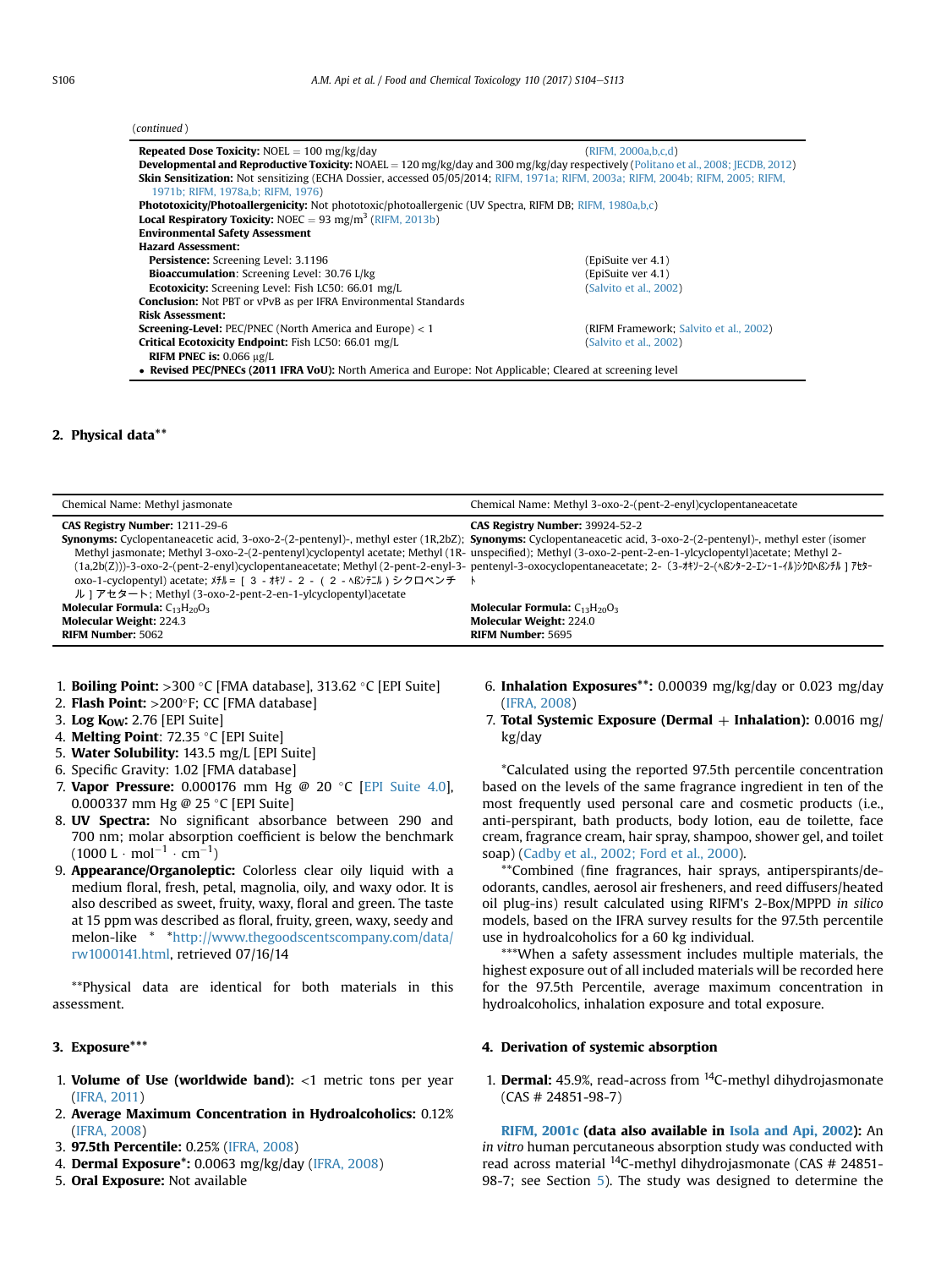(*continued*)

| | |
|---|---|
| **Repeated Dose Toxicity:** NOEL = 100 mg/kg/day | (RIFM, 2000a,b,c,d) |
| **Developmental and Reproductive Toxicity:** NOAEL = 120 mg/kg/day and 300 mg/kg/day respectively (Politano et al., 2008; JECDB, 2012) | |
| **Skin Sensitization:** Not sensitizing (ECHA Dossier, accessed 05/05/2014; RIFM, 1971a; RIFM, 2003a; RIFM, 2004b; RIFM, 2005; RIFM, 1971b; RIFM, 1978a,b; RIFM, 1976) | |
| **Phototoxicity/Photoallergenicity:** Not phototoxic/photoallergenic (UV Spectra, RIFM DB; RIFM, 1980a,b,c) | |
| **Local Respiratory Toxicity:** NOEC = 93 mg/m$^3$ (RIFM, 2013b) | |
| **Environmental Safety Assessment** | |
| **Hazard Assessment:** | |
| **Persistence:** Screening Level: 3.1196 | (EpiSuite ver 4.1) |
| **Bioaccumulation**: Screening Level: 30.76 L/kg | (EpiSuite ver 4.1) |
| **Ecotoxicity:** Screening Level: Fish LC50: 66.01 mg/L | (Salvito et al., 2002) |
| **Conclusion:** Not PBT or vPvB as per IFRA Environmental Standards | |
| **Risk Assessment:** | |
| **Screening-Level:** PEC/PNEC (North America and Europe) < 1 | (RIFM Framework; Salvito et al., 2002) |
| **Critical Ecotoxicity Endpoint:** Fish LC50: 66.01 mg/L | (Salvito et al., 2002) |
| **RIFM PNEC is:** 0.066 μg/L | |
| • **Revised PEC/PNECs (2011 IFRA VoU):** North America and Europe: Not Applicable; Cleared at screening level | |

## 2. Physical data**

| Chemical Name: Methyl jasmonate | Chemical Name: Methyl 3-oxo-2-(pent-2-enyl)cyclopentaneacetate |
|---|---|
| **CAS Registry Number:** 1211-29-6 | **CAS Registry Number:** 39924-52-2 |
| **Synonyms:** Cyclopentaneacetic acid, 3-oxo-2-(2-pentenyl)-, methyl ester (1R,2bZ); Methyl jasmonate; Methyl 3-oxo-2-(2-pentenyl)cyclopentyl acetate; Methyl (1R-(1a,2b(Z)))-3-oxo-2-(pent-2-enyl)cyclopentaneacetate; Methyl (2-pent-2-enyl-3-oxo-1-cyclopentyl) acetate; ﾒﾁﾙ = ［ 3 - ｵｷｿ - 2 - ( 2 - ﾍﾟﾝﾃﾆﾙ ) シクロペンチル ］アセタート; Methyl (3-oxo-2-pent-2-en-1-ylcyclopentyl)acetate | **Synonyms:** Cyclopentaneacetic acid, 3-oxo-2-(2-pentenyl)-, methyl ester (isomer unspecified); Methyl (3-oxo-2-pent-2-en-1-ylcyclopentyl)acetate; Methyl 2-pentenyl-3-oxocyclopentaneacetate; 2-〔3-ｵｷｿ-2-(ﾍﾟﾝﾀ-2-ｴﾝ-1-ｲﾙ)ｼｸﾛﾍﾟﾝﾁﾙ］ｱｾﾀｰﾄ |
| **Molecular Formula:** $C_{13}H_{20}O_3$ | **Molecular Formula:** $C_{13}H_{20}O_3$ |
| **Molecular Weight:** 224.3 | **Molecular Weight:** 224.0 |
| **RIFM Number:** 5062 | **RIFM Number:** 5695 |

1. **Boiling Point:** >300 °C [FMA database], 313.62 °C [EPI Suite]
2. **Flash Point:** >200°F; CC [FMA database]
3. **Log K$_{OW}$:** 2.76 [EPI Suite]
4. **Melting Point**: 72.35 °C [EPI Suite]
5. **Water Solubility:** 143.5 mg/L [EPI Suite]
6. Specific Gravity: 1.02 [FMA database]
7. **Vapor Pressure:** 0.000176 mm Hg @ 20 °C [EPI Suite 4.0], 0.000337 mm Hg @ 25 °C [EPI Suite]
8. **UV Spectra:** No significant absorbance between 290 and 700 nm; molar absorption coefficient is below the benchmark (1000 L · mol$^{-1}$ · cm$^{-1}$)
9. **Appearance/Organoleptic:** Colorless clear oily liquid with a medium floral, fresh, petal, magnolia, oily, and waxy odor. It is also described as sweet, fruity, waxy, floral and green. The taste at 15 ppm was described as floral, fruity, green, waxy, seedy and melon-like * *http://www.thegoodscentscompany.com/data/rw1000141.html, retrieved 07/16/14

**Physical data are identical for both materials in this assessment.

## 3. Exposure***

1. **Volume of Use (worldwide band):** <1 metric tons per year (IFRA, 2011)
2. **Average Maximum Concentration in Hydroalcoholics:** 0.12% (IFRA, 2008)
3. **97.5th Percentile:** 0.25% (IFRA, 2008)
4. **Dermal Exposure*:** 0.0063 mg/kg/day (IFRA, 2008)
5. **Oral Exposure:** Not available
6. **Inhalation Exposures**:** 0.00039 mg/kg/day or 0.023 mg/day (IFRA, 2008)
7. **Total Systemic Exposure (Dermal + Inhalation):** 0.0016 mg/kg/day

*Calculated using the reported 97.5th percentile concentration based on the levels of the same fragrance ingredient in ten of the most frequently used personal care and cosmetic products (i.e., anti-perspirant, bath products, body lotion, eau de toilette, face cream, fragrance cream, hair spray, shampoo, shower gel, and toilet soap) (Cadby et al., 2002; Ford et al., 2000).

**Combined (fine fragrances, hair sprays, antiperspirants/deodorants, candles, aerosol air fresheners, and reed diffusers/heated oil plug-ins) result calculated using RIFM's 2-Box/MPPD *in silico* models, based on the IFRA survey results for the 97.5th percentile use in hydroalcoholics for a 60 kg individual.

***When a safety assessment includes multiple materials, the highest exposure out of all included materials will be recorded here for the 97.5th Percentile, average maximum concentration in hydroalcoholics, inhalation exposure and total exposure.

## 4. Derivation of systemic absorption

1. **Dermal:** 45.9%, read-across from $^{14}$C-methyl dihydrojasmonate (CAS # 24851-98-7)

**RIFM, 2001c (data also available in Isola and Api, 2002):** An *in vitro* human percutaneous absorption study was conducted with read across material $^{14}$C-methyl dihydrojasmonate (CAS # 24851-98-7; see Section 5). The study was designed to determine the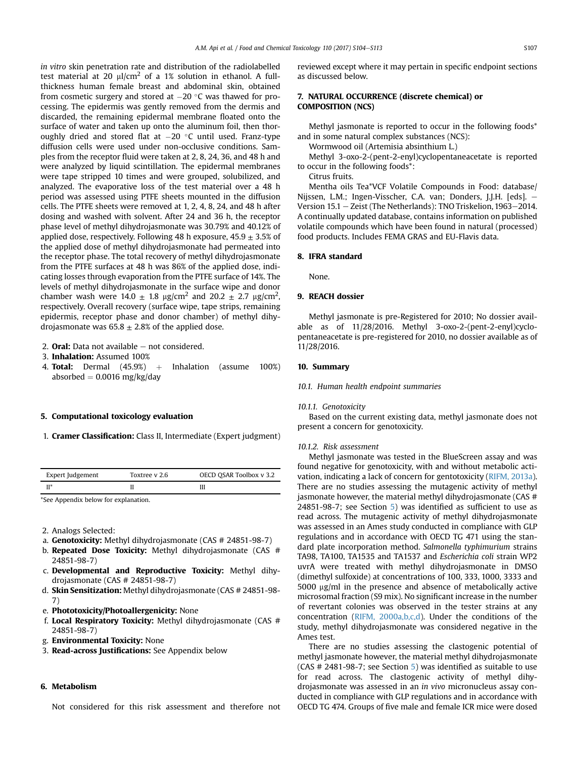*in vitro* skin penetration rate and distribution of the radiolabelled test material at 20 μl/cm$^2$ of a 1% solution in ethanol. A full-thickness human female breast and abdominal skin, obtained from cosmetic surgery and stored at −20 °C was thawed for processing. The epidermis was gently removed from the dermis and discarded, the remaining epidermal membrane floated onto the surface of water and taken up onto the aluminum foil, then thoroughly dried and stored flat at −20 °C until used. Franz-type diffusion cells were used under non-occlusive conditions. Samples from the receptor fluid were taken at 2, 8, 24, 36, and 48 h and were analyzed by liquid scintillation. The epidermal membranes were tape stripped 10 times and were grouped, solubilized, and analyzed. The evaporative loss of the test material over a 48 h period was assessed using PTFE sheets mounted in the diffusion cells. The PTFE sheets were removed at 1, 2, 4, 8, 24, and 48 h after dosing and washed with solvent. After 24 and 36 h, the receptor phase level of methyl dihydrojasmonate was 30.79% and 40.12% of applied dose, respectively. Following 48 h exposure, 45.9 ± 3.5% of the applied dose of methyl dihydrojasmonate had permeated into the receptor phase. The total recovery of methyl dihydrojasmonate from the PTFE surfaces at 48 h was 86% of the applied dose, indicating losses through evaporation from the PTFE surface of 14%. The levels of methyl dihydrojasmonate in the surface wipe and donor chamber wash were 14.0 ± 1.8 μg/cm$^2$ and 20.2 ± 2.7 μg/cm$^2$, respectively. Overall recovery (surface wipe, tape strips, remaining epidermis, receptor phase and donor chamber) of methyl dihydrojasmonate was 65.8 ± 2.8% of the applied dose.

2. **Oral:** Data not available − not considered.
3. **Inhalation:** Assumed 100%
4. **Total:** Dermal (45.9%) + Inhalation (assume 100%) absorbed = 0.0016 mg/kg/day

## 5. Computational toxicology evaluation

1. **Cramer Classification:** Class II, Intermediate (Expert judgment)

| Expert Judgement | Toxtree v 2.6 | OECD QSAR Toolbox v 3.2 |
|---|---|---|
| II* | II | III |

*See Appendix below for explanation.

2. Analogs Selected:
   a. **Genotoxicity:** Methyl dihydrojasmonate (CAS # 24851-98-7)
   b. **Repeated Dose Toxicity:** Methyl dihydrojasmonate (CAS # 24851-98-7)
   c. **Developmental and Reproductive Toxicity:** Methyl dihydrojasmonate (CAS # 24851-98-7)
   d. **Skin Sensitization:** Methyl dihydrojasmonate (CAS # 24851-98-7)
   e. **Phototoxicity/Photoallergenicity:** None
   f. **Local Respiratory Toxicity:** Methyl dihydrojasmonate (CAS # 24851-98-7)
   g. **Environmental Toxicity:** None
3. **Read-across Justifications:** See Appendix below

## 6. Metabolism

Not considered for this risk assessment and therefore not reviewed except where it may pertain in specific endpoint sections as discussed below.

## 7. NATURAL OCCURRENCE (discrete chemical) or COMPOSITION (NCS)

Methyl jasmonate is reported to occur in the following foods* and in some natural complex substances (NCS):

Wormwood oil (Artemisia absinthium L.)

Methyl 3-oxo-2-(pent-2-enyl)cyclopentaneacetate is reported to occur in the following foods*:

Citrus fruits.

Mentha oils Tea*VCF Volatile Compounds in Food: database/ Nijssen, L.M.; Ingen-Visscher, C.A. van; Donders, J.J.H. [eds]. − Version 15.1 − Zeist (The Netherlands): TNO Triskelion, 1963−2014. A continually updated database, contains information on published volatile compounds which have been found in natural (processed) food products. Includes FEMA GRAS and EU-Flavis data.

## 8. IFRA standard

None.

## 9. REACH dossier

Methyl jasmonate is pre-Registered for 2010; No dossier available as of 11/28/2016. Methyl 3-oxo-2-(pent-2-enyl)cyclopentaneacetate is pre-registered for 2010, no dossier available as of 11/28/2016.

## 10. Summary

### 10.1. Human health endpoint summaries

#### 10.1.1. Genotoxicity

Based on the current existing data, methyl jasmonate does not present a concern for genotoxicity.

#### 10.1.2. Risk assessment

Methyl jasmonate was tested in the BlueScreen assay and was found negative for genotoxicity, with and without metabolic activation, indicating a lack of concern for gentotoxicity (RIFM, 2013a). There are no studies assessing the mutagenic activity of methyl jasmonate however, the material methyl dihydrojasmonate (CAS # 24851-98-7; see Section 5) was identified as sufficient to use as read across. The mutagenic activity of methyl dihydrojasmonate was assessed in an Ames study conducted in compliance with GLP regulations and in accordance with OECD TG 471 using the standard plate incorporation method. *Salmonella typhimurium* strains TA98, TA100, TA1535 and TA1537 and *Escherichia coli* strain WP2 uvrA were treated with methyl dihydrojasmonate in DMSO (dimethyl sulfoxide) at concentrations of 100, 333, 1000, 3333 and 5000 μg/ml in the presence and absence of metabolically active microsomal fraction (S9 mix). No significant increase in the number of revertant colonies was observed in the tester strains at any concentration (RIFM, 2000a,b,c,d). Under the conditions of the study, methyl dihydrojasmonate was considered negative in the Ames test.

There are no studies assessing the clastogenic potential of methyl jasmonate however, the material methyl dihydrojasmonate (CAS # 2481-98-7; see Section 5) was identified as suitable to use for read across. The clastogenic activity of methyl dihydrojasmonate was assessed in an *in vivo* micronucleus assay conducted in compliance with GLP regulations and in accordance with OECD TG 474. Groups of five male and female ICR mice were dosed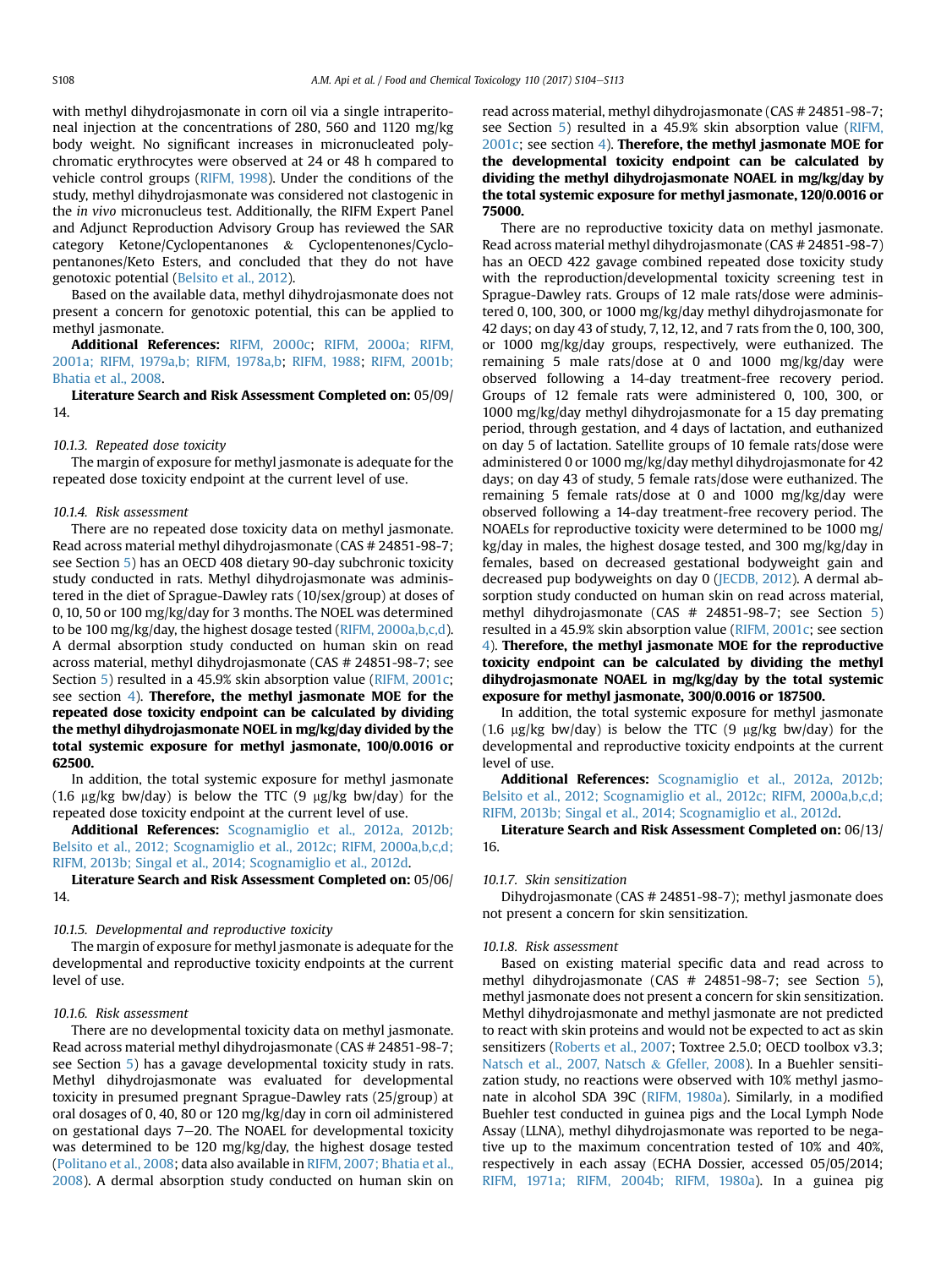with methyl dihydrojasmonate in corn oil via a single intraperitoneal injection at the concentrations of 280, 560 and 1120 mg/kg body weight. No significant increases in micronucleated polychromatic erythrocytes were observed at 24 or 48 h compared to vehicle control groups (RIFM, 1998). Under the conditions of the study, methyl dihydrojasmonate was considered not clastogenic in the *in vivo* micronucleus test. Additionally, the RIFM Expert Panel and Adjunct Reproduction Advisory Group has reviewed the SAR category Ketone/Cyclopentanones & Cyclopentenones/Cyclopentanones/Keto Esters, and concluded that they do not have genotoxic potential (Belsito et al., 2012).

Based on the available data, methyl dihydrojasmonate does not present a concern for genotoxic potential, this can be applied to methyl jasmonate.

**Additional References:** RIFM, 2000c; RIFM, 2000a; RIFM, 2001a; RIFM, 1979a,b; RIFM, 1978a,b; RIFM, 1988; RIFM, 2001b; Bhatia et al., 2008.

**Literature Search and Risk Assessment Completed on:** 05/09/14.

### 10.1.3. Repeated dose toxicity

The margin of exposure for methyl jasmonate is adequate for the repeated dose toxicity endpoint at the current level of use.

### 10.1.4. Risk assessment

There are no repeated dose toxicity data on methyl jasmonate. Read across material methyl dihydrojasmonate (CAS # 24851-98-7; see Section 5) has an OECD 408 dietary 90-day subchronic toxicity study conducted in rats. Methyl dihydrojasmonate was administered in the diet of Sprague-Dawley rats (10/sex/group) at doses of 0, 10, 50 or 100 mg/kg/day for 3 months. The NOEL was determined to be 100 mg/kg/day, the highest dosage tested (RIFM, 2000a,b,c,d). A dermal absorption study conducted on human skin on read across material, methyl dihydrojasmonate (CAS # 24851-98-7; see Section 5) resulted in a 45.9% skin absorption value (RIFM, 2001c; see section 4). **Therefore, the methyl jasmonate MOE for the repeated dose toxicity endpoint can be calculated by dividing the methyl dihydrojasmonate NOEL in mg/kg/day divided by the total systemic exposure for methyl jasmonate, 100/0.0016 or 62500.**

In addition, the total systemic exposure for methyl jasmonate (1.6 μg/kg bw/day) is below the TTC (9 μg/kg bw/day) for the repeated dose toxicity endpoint at the current level of use.

**Additional References:** Scognamiglio et al., 2012a, 2012b; Belsito et al., 2012; Scognamiglio et al., 2012c; RIFM, 2000a,b,c,d; RIFM, 2013b; Singal et al., 2014; Scognamiglio et al., 2012d.

**Literature Search and Risk Assessment Completed on:** 05/06/14.

### 10.1.5. Developmental and reproductive toxicity

The margin of exposure for methyl jasmonate is adequate for the developmental and reproductive toxicity endpoints at the current level of use.

### 10.1.6. Risk assessment

There are no developmental toxicity data on methyl jasmonate. Read across material methyl dihydrojasmonate (CAS # 24851-98-7; see Section 5) has a gavage developmental toxicity study in rats. Methyl dihydrojasmonate was evaluated for developmental toxicity in presumed pregnant Sprague-Dawley rats (25/group) at oral dosages of 0, 40, 80 or 120 mg/kg/day in corn oil administered on gestational days 7–20. The NOAEL for developmental toxicity was determined to be 120 mg/kg/day, the highest dosage tested (Politano et al., 2008; data also available in RIFM, 2007; Bhatia et al., 2008). A dermal absorption study conducted on human skin on read across material, methyl dihydrojasmonate (CAS # 24851-98-7; see Section 5) resulted in a 45.9% skin absorption value (RIFM, 2001c; see section 4). **Therefore, the methyl jasmonate MOE for the developmental toxicity endpoint can be calculated by dividing the methyl dihydrojasmonate NOAEL in mg/kg/day by the total systemic exposure for methyl jasmonate, 120/0.0016 or 75000.**

There are no reproductive toxicity data on methyl jasmonate. Read across material methyl dihydrojasmonate (CAS # 24851-98-7) has an OECD 422 gavage combined repeated dose toxicity study with the reproduction/developmental toxicity screening test in Sprague-Dawley rats. Groups of 12 male rats/dose were administered 0, 100, 300, or 1000 mg/kg/day methyl dihydrojasmonate for 42 days; on day 43 of study, 7, 12, 12, and 7 rats from the 0, 100, 300, or 1000 mg/kg/day groups, respectively, were euthanized. The remaining 5 male rats/dose at 0 and 1000 mg/kg/day were observed following a 14-day treatment-free recovery period. Groups of 12 female rats were administered 0, 100, 300, or 1000 mg/kg/day methyl dihydrojasmonate for a 15 day premating period, through gestation, and 4 days of lactation, and euthanized on day 5 of lactation. Satellite groups of 10 female rats/dose were administered 0 or 1000 mg/kg/day methyl dihydrojasmonate for 42 days; on day 43 of study, 5 female rats/dose were euthanized. The remaining 5 female rats/dose at 0 and 1000 mg/kg/day were observed following a 14-day treatment-free recovery period. The NOAELs for reproductive toxicity were determined to be 1000 mg/kg/day in males, the highest dosage tested, and 300 mg/kg/day in females, based on decreased gestational bodyweight gain and decreased pup bodyweights on day 0 (JECDB, 2012). A dermal absorption study conducted on human skin on read across material, methyl dihydrojasmonate (CAS # 24851-98-7; see Section 5) resulted in a 45.9% skin absorption value (RIFM, 2001c; see section 4). **Therefore, the methyl jasmonate MOE for the reproductive toxicity endpoint can be calculated by dividing the methyl dihydrojasmonate NOAEL in mg/kg/day by the total systemic exposure for methyl jasmonate, 300/0.0016 or 187500.**

In addition, the total systemic exposure for methyl jasmonate (1.6 μg/kg bw/day) is below the TTC (9 μg/kg bw/day) for the developmental and reproductive toxicity endpoints at the current level of use.

**Additional References:** Scognamiglio et al., 2012a, 2012b; Belsito et al., 2012; Scognamiglio et al., 2012c; RIFM, 2000a,b,c,d; RIFM, 2013b; Singal et al., 2014; Scognamiglio et al., 2012d.

**Literature Search and Risk Assessment Completed on:** 06/13/16.

### 10.1.7. Skin sensitization

Dihydrojasmonate (CAS # 24851-98-7); methyl jasmonate does not present a concern for skin sensitization.

### 10.1.8. Risk assessment

Based on existing material specific data and read across to methyl dihydrojasmonate (CAS # 24851-98-7; see Section 5), methyl jasmonate does not present a concern for skin sensitization. Methyl dihydrojasmonate and methyl jasmonate are not predicted to react with skin proteins and would not be expected to act as skin sensitizers (Roberts et al., 2007; Toxtree 2.5.0; OECD toolbox v3.3; Natsch et al., 2007, Natsch & Gfeller, 2008). In a Buehler sensitization study, no reactions were observed with 10% methyl jasmonate in alcohol SDA 39C (RIFM, 1980a). Similarly, in a modified Buehler test conducted in guinea pigs and the Local Lymph Node Assay (LLNA), methyl dihydrojasmonate was reported to be negative up to the maximum concentration tested of 10% and 40%, respectively in each assay (ECHA Dossier, accessed 05/05/2014; RIFM, 1971a; RIFM, 2004b; RIFM, 1980a). In a guinea pig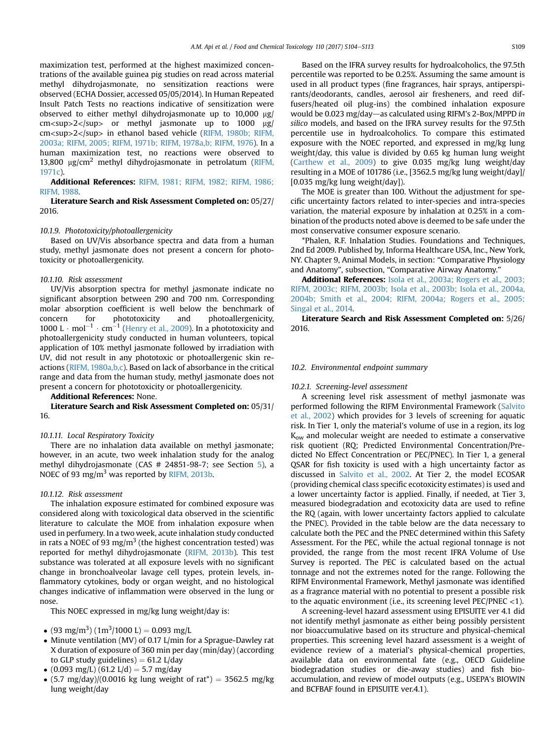maximization test, performed at the highest maximized concentrations of the available guinea pig studies on read across material methyl dihydrojasmonate, no sensitization reactions were observed (ECHA Dossier, accessed 05/05/2014). In Human Repeated Insult Patch Tests no reactions indicative of sensitization were observed to either methyl dihydrojasmonate up to 10,000 μg/cm<sup>2</sup> or methyl jasmonate up to 1000 μg/cm<sup>2</sup> in ethanol based vehicle (RIFM, 1980b; RIFM, 2003a; RIFM, 2005; RIFM, 1971b; RIFM, 1978a,b; RIFM, 1976). In a human maximization test, no reactions were observed to 13,800 $\mu g/cm^2$ methyl dihydrojasmonate in petrolatum (RIFM, 1971c).

**Additional References:** RIFM, 1981; RIFM, 1982; RIFM, 1986; RIFM, 1988.

**Literature Search and Risk Assessment Completed on:** 05/27/2016.

*10.1.9. Phototoxicity/photoallergenicity*

Based on UV/Vis absorbance spectra and data from a human study, methyl jasmonate does not present a concern for phototoxicity or photoallergenicity.

*10.1.10. Risk assessment*

UV/Vis absorption spectra for methyl jasmonate indicate no significant absorption between 290 and 700 nm. Corresponding molar absorption coefficient is well below the benchmark of concern for phototoxicity and photoallergenicity, $1000\ L \cdot mol^{-1} \cdot cm^{-1}$ (Henry et al., 2009). In a phototoxicity and photoallergenicity study conducted in human volunteers, topical application of 10% methyl jasmonate followed by irradiation with UV, did not result in any phototoxic or photoallergenic skin reactions (RIFM, 1980a,b,c). Based on lack of absorbance in the critical range and data from the human study, methyl jasmonate does not present a concern for phototoxicity or photoallergenicity.

**Additional References:** None.

**Literature Search and Risk Assessment Completed on:** 05/31/16.

*10.1.11. Local Respiratory Toxicity*

There are no inhalation data available on methyl jasmonate; however, in an acute, two week inhalation study for the analog methyl dihydrojasmonate (CAS # 24851-98-7; see Section 5), a NOEC of 93 $mg/m^3$ was reported by RIFM, 2013b.

*10.1.12. Risk assessment*

The inhalation exposure estimated for combined exposure was considered along with toxicological data observed in the scientific literature to calculate the MOE from inhalation exposure when used in perfumery. In a two week, acute inhalation study conducted in rats a NOEC of 93 $mg/m^3$ (the highest concentration tested) was reported for methyl dihydrojasmonate (RIFM, 2013b). This test substance was tolerated at all exposure levels with no significant change in bronchoalveolar lavage cell types, protein levels, inflammatory cytokines, body or organ weight, and no histological changes indicative of inflammation were observed in the lung or nose.

This NOEC expressed in mg/kg lung weight/day is:

- $(93\ mg/m^3)\ (1m^3/1000\ L) = 0.093\ mg/L$
- Minute ventilation (MV) of 0.17 L/min for a Sprague-Dawley rat X duration of exposure of 360 min per day (min/day) (according to GLP study guidelines) = 61.2 L/day
- (0.093 mg/L) (61.2 L/d) = 5.7 mg/day
- (5.7 mg/day)/(0.0016 kg lung weight of rat*) = 3562.5 mg/kg lung weight/day

Based on the IFRA survey results for hydroalcoholics, the 97.5th percentile was reported to be 0.25%. Assuming the same amount is used in all product types (fine fragrances, hair sprays, antiperspirants/deodorants, candles, aerosol air fresheners, and reed diffusers/heated oil plug-ins) the combined inhalation exposure would be 0.023 mg/day—as calculated using RIFM's 2-Box/MPPD *in silico* models, and based on the IFRA survey results for the 97.5th percentile use in hydroalcoholics. To compare this estimated exposure with the NOEC reported, and expressed in mg/kg lung weight/day, this value is divided by 0.65 kg human lung weight (Carthew et al., 2009) to give 0.035 mg/kg lung weight/day resulting in a MOE of 101786 (i.e., [3562.5 mg/kg lung weight/day]/[0.035 mg/kg lung weight/day]).

The MOE is greater than 100. Without the adjustment for specific uncertainty factors related to inter-species and intra-species variation, the material exposure by inhalation at 0.25% in a combination of the products noted above is deemed to be safe under the most conservative consumer exposure scenario.

*Phalen, R.F. Inhalation Studies. Foundations and Techniques, 2nd Ed 2009. Published by, Informa Healthcare USA, Inc., New York, NY. Chapter 9, Animal Models, in section: "Comparative Physiology and Anatomy", subsection, "Comparative Airway Anatomy."

**Additional References:** Isola et al., 2003a; Rogers et al., 2003; RIFM, 2003c; RIFM, 2003b; Isola et al., 2003b; Isola et al., 2004a, 2004b; Smith et al., 2004; RIFM, 2004a; Rogers et al., 2005; Singal et al., 2014.

**Literature Search and Risk Assessment Completed on:** 5/26/2016.

*10.2. Environmental endpoint summary*

*10.2.1. Screening-level assessment*

A screening level risk assessment of methyl jasmonate was performed following the RIFM Environmental Framework (Salvito et al., 2002) which provides for 3 levels of screening for aquatic risk. In Tier 1, only the material's volume of use in a region, its log $K_{ow}$ and molecular weight are needed to estimate a conservative risk quotient (RQ; Predicted Environmental Concentration/Predicted No Effect Concentration or PEC/PNEC). In Tier 1, a general QSAR for fish toxicity is used with a high uncertainty factor as discussed in Salvito et al., 2002. At Tier 2, the model ECOSAR (providing chemical class specific ecotoxicity estimates) is used and a lower uncertainty factor is applied. Finally, if needed, at Tier 3, measured biodegradation and ecotoxicity data are used to refine the RQ (again, with lower uncertainty factors applied to calculate the PNEC). Provided in the table below are the data necessary to calculate both the PEC and the PNEC determined within this Safety Assessment. For the PEC, while the actual regional tonnage is not provided, the range from the most recent IFRA Volume of Use Survey is reported. The PEC is calculated based on the actual tonnage and not the extremes noted for the range. Following the RIFM Environmental Framework, Methyl jasmonate was identified as a fragrance material with no potential to present a possible risk to the aquatic environment (i.e., its screening level PEC/PNEC <1).

A screening-level hazard assessment using EPISUITE ver 4.1 did not identify methyl jasmonate as either being possibly persistent nor bioaccumulative based on its structure and physical-chemical properties. This screening level hazard assessment is a weight of evidence review of a material's physical-chemical properties, available data on environmental fate (e.g., OECD Guideline biodegradation studies or die-away studies) and fish bioaccumulation, and review of model outputs (e.g., USEPA's BIOWIN and BCFBAF found in EPISUITE ver.4.1).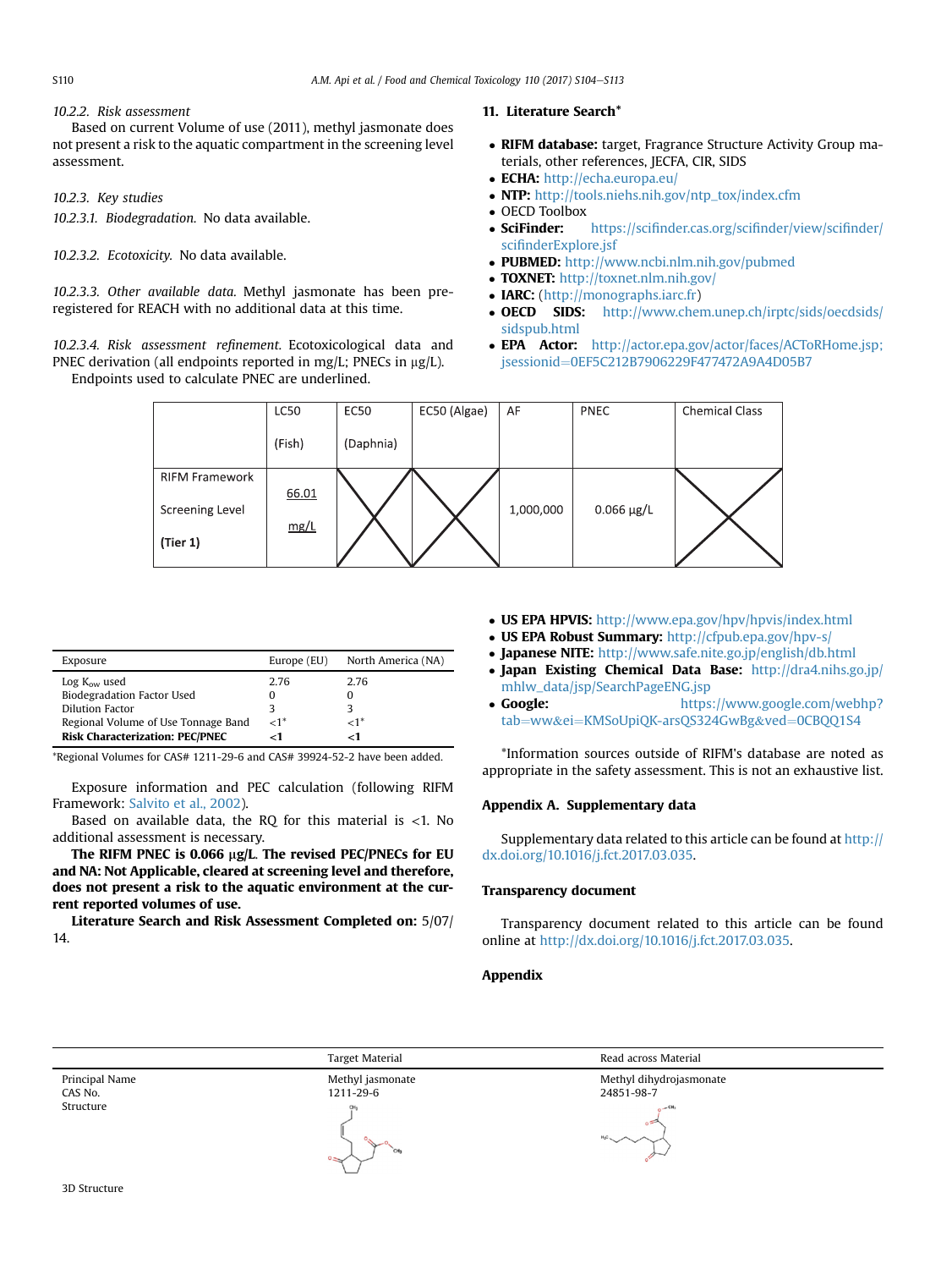*10.2.2. Risk assessment*

Based on current Volume of use (2011), methyl jasmonate does not present a risk to the aquatic compartment in the screening level assessment.

*10.2.3. Key studies*

*10.2.3.1. Biodegradation.* No data available.

*10.2.3.2. Ecotoxicity.* No data available.

*10.2.3.3. Other available data.* Methyl jasmonate has been pre-registered for REACH with no additional data at this time.

*10.2.3.4. Risk assessment refinement.* Ecotoxicological data and PNEC derivation (all endpoints reported in mg/L; PNECs in μg/L).

Endpoints used to calculate PNEC are underlined.

| | LC50 (Fish) | EC50 (Daphnia) | EC50 (Algae) | AF | PNEC | Chemical Class |
|---|---|---|---|---|---|---|
| RIFM Framework Screening Level **(Tier 1)** | <u>66.01 mg/L</u> | X | X | 1,000,000 | 0.066 μg/L | X |

| Exposure | Europe (EU) | North America (NA) |
|---|---|---|
| Log $K_{ow}$ used | 2.76 | 2.76 |
| Biodegradation Factor Used | 0 | 0 |
| Dilution Factor | 3 | 3 |
| Regional Volume of Use Tonnage Band | <1* | <1* |
| **Risk Characterization: PEC/PNEC** | **<1** | **<1** |

*Regional Volumes for CAS# 1211-29-6 and CAS# 39924-52-2 have been added.

Exposure information and PEC calculation (following RIFM Framework: Salvito et al., 2002).

Based on available data, the RQ for this material is <1. No additional assessment is necessary.

**The RIFM PNEC is 0.066 μg/L. The revised PEC/PNECs for EU and NA: Not Applicable, cleared at screening level and therefore, does not present a risk to the aquatic environment at the current reported volumes of use.**

**Literature Search and Risk Assessment Completed on:** 5/07/14.

## 11. Literature Search*

- **RIFM database:** target, Fragrance Structure Activity Group materials, other references, JECFA, CIR, SIDS
- **ECHA:** http://echa.europa.eu/
- **NTP:** http://tools.niehs.nih.gov/ntp_tox/index.cfm
- OECD Toolbox
- **SciFinder:** https://scifinder.cas.org/scifinder/view/scifinder/scifinderExplore.jsf
- **PUBMED:** http://www.ncbi.nlm.nih.gov/pubmed
- **TOXNET:** http://toxnet.nlm.nih.gov/
- **IARC:** (http://monographs.iarc.fr)
- **OECD SIDS:** http://www.chem.unep.ch/irptc/sids/oecdsids/sidspub.html
- **EPA Actor:** http://actor.epa.gov/actor/faces/ACToRHome.jsp;jsessionid=0EF5C212B7906229F477472A9A4D05B7
- **US EPA HPVIS:** http://www.epa.gov/hpv/hpvis/index.html
- **US EPA Robust Summary:** http://cfpub.epa.gov/hpv-s/
- **Japanese NITE:** http://www.safe.nite.go.jp/english/db.html
- **Japan Existing Chemical Data Base:** http://dra4.nihs.go.jp/mhlw_data/jsp/SearchPageENG.jsp
- **Google:** https://www.google.com/webhp?tab=ww&ei=KMSoUpiQK-arsQS324GwBg&ved=0CBQQ1S4

*Information sources outside of RIFM's database are noted as appropriate in the safety assessment. This is not an exhaustive list.

## Appendix A. Supplementary data

Supplementary data related to this article can be found at http://dx.doi.org/10.1016/j.fct.2017.03.035.

## Transparency document

Transparency document related to this article can be found online at http://dx.doi.org/10.1016/j.fct.2017.03.035.

## Appendix

| | Target Material | Read across Material |
|---|---|---|
| Principal Name | Methyl jasmonate | Methyl dihydrojasmonate |
| CAS No. | 1211-29-6 | 24851-98-7 |
| Structure | | |
| 3D Structure | | |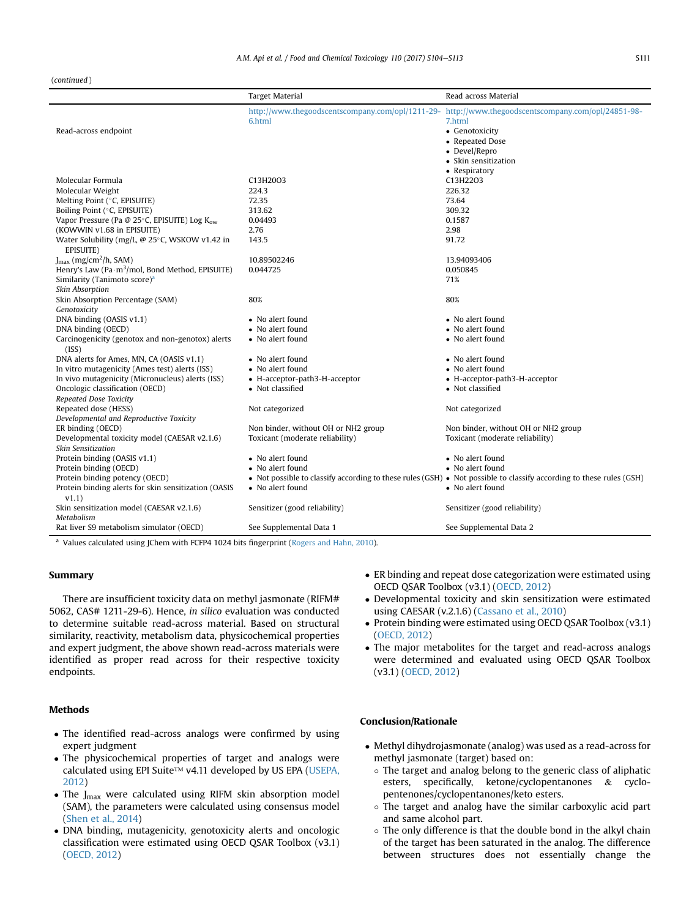(*continued*)

| | Target Material | Read across Material |
|---|---|---|
| | http://www.thegoodscentscompany.com/opl/1211-29-6.html | http://www.thegoodscentscompany.com/opl/24851-98-7.html |
| Read-across endpoint | | • Genotoxicity<br>• Repeated Dose<br>• Devel/Repro<br>• Skin sensitization<br>• Respiratory |
| Molecular Formula | C13H20O3 | C13H22O3 |
| Molecular Weight | 224.3 | 226.32 |
| Melting Point (°C, EPISUITE) | 72.35 | 73.64 |
| Boiling Point (°C, EPISUITE) | 313.62 | 309.32 |
| Vapor Pressure (Pa @ 25°C, EPISUITE) Log $K_{ow}$ | 0.04493 | 0.1587 |
| (KOWWIN v1.68 in EPISUITE) | 2.76 | 2.98 |
| Water Solubility (mg/L, @ 25°C, WSKOW v1.42 in EPISUITE) | 143.5 | 91.72 |
| $J_{max}$ (mg/cm$^2$/h, SAM) | 10.89502246 | 13.94093406 |
| Henry's Law (Pa·m$^3$/mol, Bond Method, EPISUITE) | 0.044725 | 0.050845 |
| Similarity (Tanimoto score)[a] | | 71% |
| *Skin Absorption* | | |
| Skin Absorption Percentage (SAM) | 80% | 80% |
| *Genotoxicity* | | |
| DNA binding (OASIS v1.1) | • No alert found | • No alert found |
| DNA binding (OECD) | • No alert found | • No alert found |
| Carcinogenicity (genotox and non-genotox) alerts (ISS) | • No alert found | • No alert found |
| DNA alerts for Ames, MN, CA (OASIS v1.1) | • No alert found | • No alert found |
| In vitro mutagenicity (Ames test) alerts (ISS) | • No alert found | • No alert found |
| In vivo mutagenicity (Micronucleus) alerts (ISS) | • H-acceptor-path3-H-acceptor | • H-acceptor-path3-H-acceptor |
| Oncologic classification (OECD) | • Not classified | • Not classified |
| *Repeated Dose Toxicity* | | |
| Repeated dose (HESS) | Not categorized | Not categorized |
| *Developmental and Reproductive Toxicity* | | |
| ER binding (OECD) | Non binder, without OH or NH2 group | Non binder, without OH or NH2 group |
| Developmental toxicity model (CAESAR v2.1.6) | Toxicant (moderate reliability) | Toxicant (moderate reliability) |
| *Skin Sensitization* | | |
| Protein binding (OASIS v1.1) | • No alert found | • No alert found |
| Protein binding (OECD) | • No alert found | • No alert found |
| Protein binding potency (OECD) | • Not possible to classify according to these rules (GSH) | • Not possible to classify according to these rules (GSH) |
| Protein binding alerts for skin sensitization (OASIS v1.1) | • No alert found | • No alert found |
| Skin sensitization model (CAESAR v2.1.6) | Sensitizer (good reliability) | Sensitizer (good reliability) |
| *Metabolism* | | |
| Rat liver S9 metabolism simulator (OECD) | See Supplemental Data 1 | See Supplemental Data 2 |

[a] Values calculated using JChem with FCFP4 1024 bits fingerprint (Rogers and Hahn, 2010).

## Summary

There are insufficient toxicity data on methyl jasmonate (RIFM# 5062, CAS# 1211-29-6). Hence, *in silico* evaluation was conducted to determine suitable read-across material. Based on structural similarity, reactivity, metabolism data, physicochemical properties and expert judgment, the above shown read-across materials were identified as proper read across for their respective toxicity endpoints.

## Methods

- The identified read-across analogs were confirmed by using expert judgment
- The physicochemical properties of target and analogs were calculated using EPI Suite™ v4.11 developed by US EPA (USEPA, 2012)
- The $J_{max}$ were calculated using RIFM skin absorption model (SAM), the parameters were calculated using consensus model (Shen et al., 2014)
- DNA binding, mutagenicity, genotoxicity alerts and oncologic classification were estimated using OECD QSAR Toolbox (v3.1) (OECD, 2012)
- ER binding and repeat dose categorization were estimated using OECD QSAR Toolbox (v3.1) (OECD, 2012)
- Developmental toxicity and skin sensitization were estimated using CAESAR (v.2.1.6) (Cassano et al., 2010)
- Protein binding were estimated using OECD QSAR Toolbox (v3.1) (OECD, 2012)
- The major metabolites for the target and read-across analogs were determined and evaluated using OECD QSAR Toolbox (v3.1) (OECD, 2012)

## Conclusion/Rationale

- Methyl dihydrojasmonate (analog) was used as a read-across for methyl jasmonate (target) based on:
  - The target and analog belong to the generic class of aliphatic esters, specifically, ketone/cyclopentanones & cyclopentenones/cyclopentanones/keto esters.
  - The target and analog have the similar carboxylic acid part and same alcohol part.
  - The only difference is that the double bond in the alkyl chain of the target has been saturated in the analog. The difference between structures does not essentially change the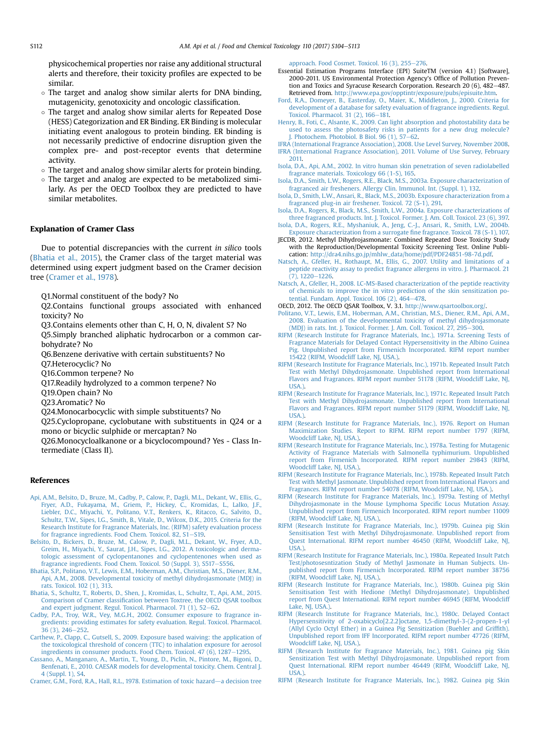physicochemical properties nor raise any additional structural alerts and therefore, their toxicity profiles are expected to be similar.

- The target and analog show similar alerts for DNA binding, mutagenicity, genotoxicity and oncologic classification.
- The target and analog show similar alerts for Repeated Dose (HESS) Categorization and ER Binding. ER Binding is molecular initiating event analogous to protein binding. ER binding is not necessarily predictive of endocrine disruption given the complex pre- and post-receptor events that determine activity.
- The target and analog show similar alerts for protein binding.
- The target and analog are expected to be metabolized similarly. As per the OECD Toolbox they are predicted to have similar metabolites.

## Explanation of Cramer Class

Due to potential discrepancies with the current *in silico* tools (Bhatia et al., 2015), the Cramer class of the target material was determined using expert judgment based on the Cramer decision tree (Cramer et al., 1978).

Q1.Normal constituent of the body? No
Q2.Contains functional groups associated with enhanced toxicity? No
Q3.Contains elements other than C, H, O, N, divalent S? No
Q5.Simply branched aliphatic hydrocarbon or a common carbohydrate? No
Q6.Benzene derivative with certain substituents? No
Q7.Heterocyclic? No
Q16.Common terpene? No
Q17.Readily hydrolyzed to a common terpene? No
Q19.Open chain? No
Q23.Aromatic? No
Q24.Monocarbocyclic with simple substituents? No
Q25.Cyclopropane, cyclobutane with substituents in Q24 or a mono or bicyclic sulphide or mercaptan? No
Q26.Monocycloalkanone or a bicyclocompound? Yes - Class Intermediate (Class II).

## References

Api, A.M., Belsito, D., Bruze, M., Cadby, P., Calow, P., Dagli, M.L., Dekant, W., Ellis, G., Fryer, A.D., Fukayama, M., Griem, P., Hickey, C., Kromidas, L., Lalko, J.F., Liebler, D.C., Miyachi, Y., Politano, V.T., Renkers, K., Ritacco, G., Salvito, D., Schultz, T.W., Sipes, I.G., Smith, B., Vitale, D., Wilcox, D.K., 2015. Criteria for the Research Institute for Fragrance Materials, Inc. (RIFM) safety evaluation process for fragrance ingredients. Food Chem. Toxicol. 82, S1–S19.

Belsito, D., Bickers, D., Bruze, M., Calow, P., Dagli, M.L., Dekant, W., Fryer, A.D., Greim, H., Miyachi, Y., Saurat, J.H., Sipes, I.G., 2012. A toxicologic and dermatologic assessment of cyclopentanones and cyclopentenones when used as fragrance ingredients. Food Chem. Toxicol. 50 (Suppl. 3), S517–S556.

Bhatia, S.P., Politano, V.T., Lewis, E.M., Hoberman, A.M., Christian, M.S., Diener, R.M., Api, A.M., 2008. Developmental toxicity of methyl dihydrojasmonate (MDJ) in rats. Toxicol. 102 (1), 313.

Bhatia, S., Schultz, T., Roberts, D., Shen, J., Kromidas, L., Schultz, T., Api, A.M., 2015. Comparison of Cramer classification between Toxtree, the OECD QSAR toolbox and expert judgment. Regul. Toxicol. Pharmacol. 71 (1), 52–62.

Cadby, P.A., Troy, W.R., Vey, M.G.H., 2002. Consumer exposure to fragrance ingredients: providing estimates for safety evaluation. Regul. Toxicol. Pharmacol. 36 (3), 246–252.

Carthew, P., Clapp, C., Gutsell, S., 2009. Exposure based waiving: the application of the toxicological threshold of concern (TTC) to inhalation exposure for aerosol ingredients in consumer products. Food Chem. Toxicol. 47 (6), 1287–1295.

Cassano, A., Manganaro, A., Martin, T., Young, D., Piclin, N., Pintore, M., Bigoni, D., Benfenati, E., 2010. CAESAR models for developmental toxicity. Chem. Central J. 4 (Suppl. 1), S4.

Cramer, G.M., Ford, R.A., Hall, R.L., 1978. Estimation of toxic hazard—a decision tree approach. Food Cosmet. Toxicol. 16 (3), 255–276.

Essential Estimation Programs Interface (EPI) SuiteTM (version 4.1) [Software], 2000-2011. US Environmental Protection Agency's Office of Pollution Prevention and Toxics and Syracuse Research Corporation. Research 20 (6), 482–487. Retrieved from. http://www.epa.gov/opptintr/exposure/pubs/episuite.htm.

Ford, R.A., Domeyer, B., Easterday, O., Maier, K., Middleton, J., 2000. Criteria for development of a database for safety evaluation of fragrance ingredients. Regul. Toxicol. Pharmacol. 31 (2), 166–181.

Henry, B., Foti, C., Alsante, K., 2009. Can light absorption and photostability data be used to assess the photosafety risks in patients for a new drug molecule? J. Photochem. Photobiol. B Biol. 96 (1), 57–62.

IFRA (International Fragrance Association), 2008. Use Level Survey, November 2008.

IFRA (International Fragrance Association), 2011. Volume of Use Survey, February 2011.

Isola, D.A., Api, A.M., 2002. In vitro human skin penetration of seven radiolabelled fragrance materials. Toxicology 66 (1-S), 165.

Isola, D.A., Smith, L.W., Rogers, R.E., Black, M.S., 2003a. Exposure characterization of fragranced air fresheners. Allergy Clin. Immunol. Int. (Suppl. 1), 132.

Isola, D., Smith, L.W., Ansari, R., Black, M.S., 2003b. Exposure characterization from a fragranced plug-in air freshener. Toxicol. 72 (S-1), 291.

Isola, D.A., Rogers, R., Black, M.S., Smith, L.W., 2004a. Exposure characterizations of three fragranced products. Int. J. Toxicol. Former. J. Am. Coll. Toxicol. 23 (6), 397.

Isola, D.A., Rogers, R.E., Myshaniuk, A., Jeng, C.-J., Ansari, R., Smith, L.W., 2004b. Exposure characterization from a surrogate fine fragrance. Toxicol. 78 (S-1), 107.

JECDB, 2012. Methyl Dihydrojasmonate: Combined Repeated Dose Toxicity Study with the Reproduction/Developmental Toxicity Screening Test. Online Publication: http://dra4.nihs.go.jp/mhlw_data/home/pdf/PDF24851-98-7d.pdf.

Natsch, A., Gfeller, H., Rothaupt, M., Ellis, G., 2007. Utility and limitations of a peptide reactivity assay to predict fragrance allergens in vitro. J. Pharmacol. 21 (7), 1220–1226.

Natsch, A., Gfeller, H., 2008. LC-MS-Based characterization of the peptide reactivity of chemicals to improve the in vitro prediction of the skin sensitization potential. Fundam. Appl. Toxicol. 106 (2), 464–478.

OECD, 2012. The OECD QSAR Toolbox, V. 3.1. http://www.qsartoolbox.org/.

Politano, V.T., Lewis, E.M., Hoberman, A.M., Christian, M.S., Diener, R.M., Api, A.M., 2008. Evaluation of the developmental toxicity of methyl dihydrojasmonate (MDJ) in rats. Int. J. Toxicol. Former. J. Am. Coll. Toxicol. 27, 295–300.

RIFM (Research Institute for Fragrance Materials, Inc.), 1971a. Screening Tests of Fragrance Materials for Delayed Contact Hypersensitivity in the Albino Guinea Pig. Unpublished report from Firmenich Incorporated. RIFM report number 15422 (RIFM, Woodcliff Lake, NJ, USA.).

RIFM (Research Institute for Fragrance Materials, Inc.), 1971b. Repeated Insult Patch Test with Methyl Dihydrojasmonate. Unpublished report from International Flavors and Fragrances. RIFM report number 51178 (RIFM, Woodcliff Lake, NJ, USA.).

RIFM (Research Institute for Fragrance Materials, Inc.), 1971c. Repeated Insult Patch Test with Methyl Dihydrojasmonate. Unpublished report from International Flavors and Fragrances. RIFM report number 51179 (RIFM, Woodcliff Lake, NJ, USA.).

RIFM (Research Institute for Fragrance Materials, Inc.), 1976. Report on Human Maximization Studies. Report to RIFM. RIFM report number 1797 (RIFM, Woodcliff Lake, NJ, USA.).

RIFM (Research Institute for Fragrance Materials, Inc.), 1978a. Testing for Mutagenic Activity of Fragrance Materials with Salmonella typhimurium. Unpublished report from Firmenich Incorporated. RIFM report number 29843 (RIFM, Woodcliff Lake, NJ, USA.).

RIFM (Research Institute for Fragrance Materials, Inc.), 1978b. Repeated Insult Patch Test with Methyl Jasmonate. Unpublished report from International Flavors and Fragrances. RIFM report number 54078 (RIFM, Woodcliff Lake, NJ, USA.).

RIFM (Research Institute for Fragrance Materials, Inc.), 1979a. Testing of Methyl Dihydrojasmonate in the Mouse Lymphoma Specific Locus Mutation Assay. Unpublished report from Firmenich Incorporated. RIFM report number 11009 (RIFM, Woodcliff Lake, NJ, USA.).

RIFM (Research Institute for Fragrance Materials, Inc.), 1979b. Guinea pig Skin Sensitisation Test with Methyl Dihydrojasmonate. Unpublished report from Quest International. RIFM report number 46450 (RIFM, Woodcliff Lake, NJ, USA.).

RIFM (Research Institute for Fragrance Materials, Inc.), 1980a. Repeated Insult Patch Test/photosesntization Study of Methyl Jasmonate in Human Subjects. Unpublished report from Firmenich Incorporated. RIFM report number 38756 (RIFM, Woodcliff Lake, NJ, USA.).

RIFM (Research Institute for Fragrance Materials, Inc.), 1980b. Guinea pig Skin Sensitisation Test with Hedione (Methyl Dihydrojasmonate). Unpublished report from Quest International. RIFM report number 46945 (RIFM, Woodcliff Lake, NJ, USA.).

RIFM (Research Institute for Fragrance Materials, Inc.), 1980c. Delayed Contact Hypersensitivity of 2-oxabicyclo[2.2.2]octane, 1,5-dimethyl-3-(2-propen-1-yl (Allyl Cyclo Octyl Ether) in a Guinea Pig Sensitization (Buehler and Griffith). Unpublished report from IFF Incorporated. RIFM report number 47726 (RIFM, Woodcliff Lake, NJ, USA.).

RIFM (Research Institute for Fragrance Materials, Inc.), 1981. Guinea pig Skin Sensitization Test with Methyl Dihydrojasmonate. Unpublished report from Quest International. RIFM report number 46449 (RIFM, Woodcliff Lake, NJ, USA.).

RIFM (Research Institute for Fragrance Materials, Inc.), 1982. Guinea pig Skin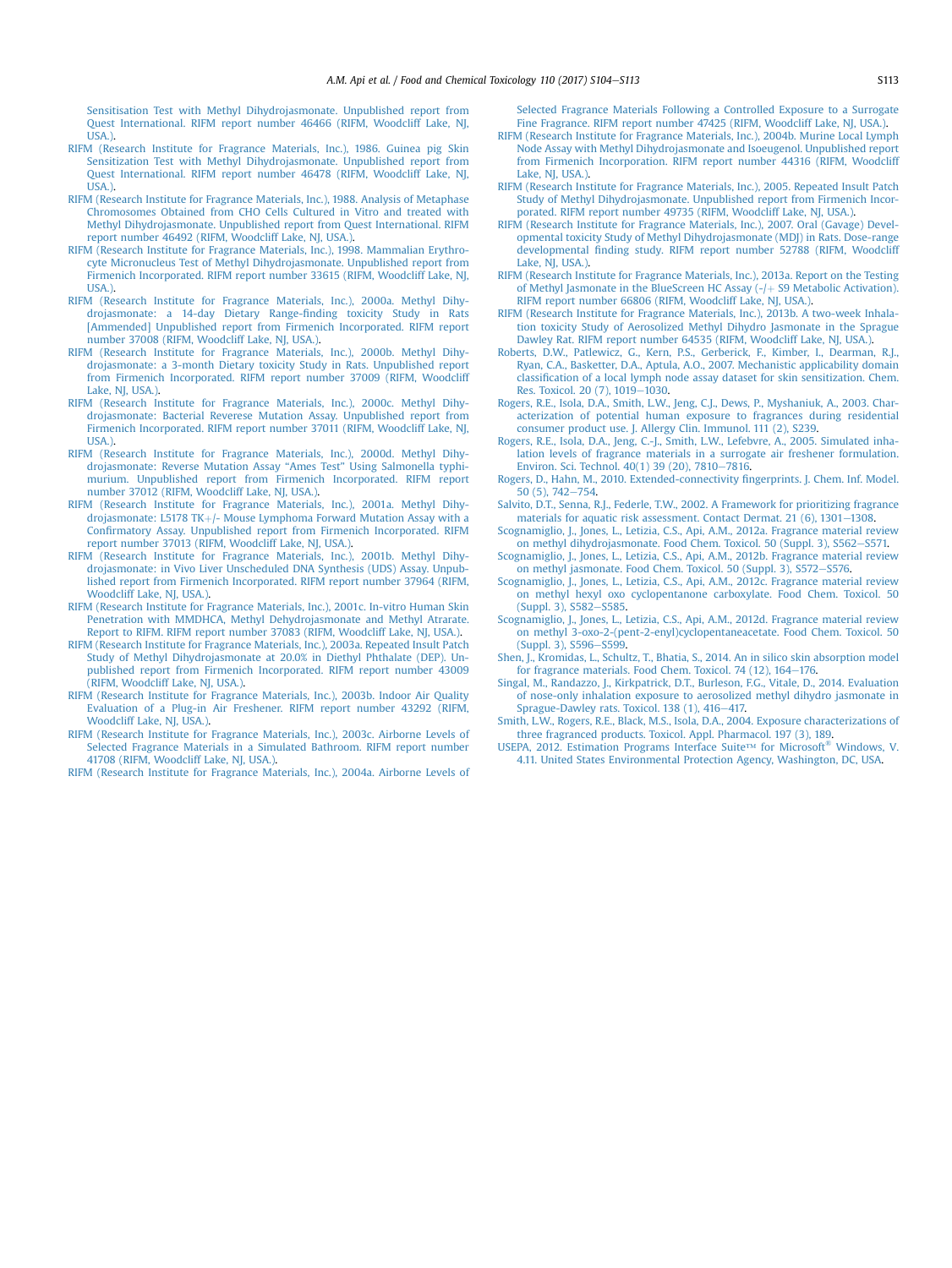Sensitisation Test with Methyl Dihydrojasmonate. Unpublished report from Quest International. RIFM report number 46466 (RIFM, Woodcliff Lake, NJ, USA.).

RIFM (Research Institute for Fragrance Materials, Inc.), 1986. Guinea pig Skin Sensitization Test with Methyl Dihydrojasmonate. Unpublished report from Quest International. RIFM report number 46478 (RIFM, Woodcliff Lake, NJ, USA.).

RIFM (Research Institute for Fragrance Materials, Inc.), 1988. Analysis of Metaphase Chromosomes Obtained from CHO Cells Cultured in Vitro and treated with Methyl Dihydrojasmonate. Unpublished report from Quest International. RIFM report number 46492 (RIFM, Woodcliff Lake, NJ, USA.).

RIFM (Research Institute for Fragrance Materials, Inc.), 1998. Mammalian Erythrocyte Micronucleus Test of Methyl Dihydrojasmonate. Unpublished report from Firmenich Incorporated. RIFM report number 33615 (RIFM, Woodcliff Lake, NJ, USA.).

RIFM (Research Institute for Fragrance Materials, Inc.), 2000a. Methyl Dihydrojasmonate: a 14-day Dietary Range-finding toxicity Study in Rats [Ammended] Unpublished report from Firmenich Incorporated. RIFM report number 37008 (RIFM, Woodcliff Lake, NJ, USA.).

RIFM (Research Institute for Fragrance Materials, Inc.), 2000b. Methyl Dihydrojasmonate: a 3-month Dietary toxicity Study in Rats. Unpublished report from Firmenich Incorporated. RIFM report number 37009 (RIFM, Woodcliff Lake, NJ, USA.).

RIFM (Research Institute for Fragrance Materials, Inc.), 2000c. Methyl Dihydrojasmonate: Bacterial Reverese Mutation Assay. Unpublished report from Firmenich Incorporated. RIFM report number 37011 (RIFM, Woodcliff Lake, NJ, USA.).

RIFM (Research Institute for Fragrance Materials, Inc.), 2000d. Methyl Dihydrojasmonate: Reverse Mutation Assay "Ames Test" Using Salmonella typhimurium. Unpublished report from Firmenich Incorporated. RIFM report number 37012 (RIFM, Woodcliff Lake, NJ, USA.).

RIFM (Research Institute for Fragrance Materials, Inc.), 2001a. Methyl Dihydrojasmonate: L5178 TK+/- Mouse Lymphoma Forward Mutation Assay with a Confirmatory Assay. Unpublished report from Firmenich Incorporated. RIFM report number 37013 (RIFM, Woodcliff Lake, NJ, USA.).

RIFM (Research Institute for Fragrance Materials, Inc.), 2001b. Methyl Dihydrojasmonate: in Vivo Liver Unscheduled DNA Synthesis (UDS) Assay. Unpublished report from Firmenich Incorporated. RIFM report number 37964 (RIFM, Woodcliff Lake, NJ, USA.).

RIFM (Research Institute for Fragrance Materials, Inc.), 2001c. In-vitro Human Skin Penetration with MMDHCA, Methyl Dehydrojasmonate and Methyl Atrarate. Report to RIFM. RIFM report number 37083 (RIFM, Woodcliff Lake, NJ, USA.).

RIFM (Research Institute for Fragrance Materials, Inc.), 2003a. Repeated Insult Patch Study of Methyl Dihydrojasmonate at 20.0% in Diethyl Phthalate (DEP). Unpublished report from Firmenich Incorporated. RIFM report number 43009 (RIFM, Woodcliff Lake, NJ, USA.).

RIFM (Research Institute for Fragrance Materials, Inc.), 2003b. Indoor Air Quality Evaluation of a Plug-in Air Freshener. RIFM report number 43292 (RIFM, Woodcliff Lake, NJ, USA.).

RIFM (Research Institute for Fragrance Materials, Inc.), 2003c. Airborne Levels of Selected Fragrance Materials in a Simulated Bathroom. RIFM report number 41708 (RIFM, Woodcliff Lake, NJ, USA.).

RIFM (Research Institute for Fragrance Materials, Inc.), 2004a. Airborne Levels of Selected Fragrance Materials Following a Controlled Exposure to a Surrogate Fine Fragrance. RIFM report number 47425 (RIFM, Woodcliff Lake, NJ, USA.).

RIFM (Research Institute for Fragrance Materials, Inc.), 2004b. Murine Local Lymph Node Assay with Methyl Dihydrojasmonate and Isoeugenol. Unpublished report from Firmenich Incorporation. RIFM report number 44316 (RIFM, Woodcliff Lake, NJ, USA.).

RIFM (Research Institute for Fragrance Materials, Inc.), 2005. Repeated Insult Patch Study of Methyl Dihydrojasmonate. Unpublished report from Firmenich Incorporated. RIFM report number 49735 (RIFM, Woodcliff Lake, NJ, USA.).

RIFM (Research Institute for Fragrance Materials, Inc.), 2007. Oral (Gavage) Developmental toxicity Study of Methyl Dihydrojasmonate (MDJ) in Rats. Dose-range developmental finding study. RIFM report number 52788 (RIFM, Woodcliff Lake, NJ, USA.).

RIFM (Research Institute for Fragrance Materials, Inc.), 2013a. Report on the Testing of Methyl Jasmonate in the BlueScreen HC Assay (-/+ S9 Metabolic Activation). RIFM report number 66806 (RIFM, Woodcliff Lake, NJ, USA.).

RIFM (Research Institute for Fragrance Materials, Inc.), 2013b. A two-week Inhalation toxicity Study of Aerosolized Methyl Dihydro Jasmonate in the Sprague Dawley Rat. RIFM report number 64535 (RIFM, Woodcliff Lake, NJ, USA.).

Roberts, D.W., Patlewicz, G., Kern, P.S., Gerberick, F., Kimber, I., Dearman, R.J., Ryan, C.A., Basketter, D.A., Aptula, A.O., 2007. Mechanistic applicability domain classification of a local lymph node assay dataset for skin sensitization. Chem. Res. Toxicol. 20 (7), 1019–1030.

Rogers, R.E., Isola, D.A., Smith, L.W., Jeng, C.J., Dews, P., Myshaniuk, A., 2003. Characterization of potential human exposure to fragrances during residential consumer product use. J. Allergy Clin. Immunol. 111 (2), S239.

Rogers, R.E., Isola, D.A., Jeng, C.-J., Smith, L.W., Lefebvre, A., 2005. Simulated inhalation levels of fragrance materials in a surrogate air freshener formulation. Environ. Sci. Technol. 40(1) 39 (20), 7810–7816.

Rogers, D., Hahn, M., 2010. Extended-connectivity fingerprints. J. Chem. Inf. Model. 50 (5), 742–754.

Salvito, D.T., Senna, R.J., Federle, T.W., 2002. A Framework for prioritizing fragrance materials for aquatic risk assessment. Contact Dermat. 21 (6), 1301–1308.

Scognamiglio, J., Jones, L., Letizia, C.S., Api, A.M., 2012a. Fragrance material review on methyl dihydrojasmonate. Food Chem. Toxicol. 50 (Suppl. 3), S562–S571.

Scognamiglio, J., Jones, L., Letizia, C.S., Api, A.M., 2012b. Fragrance material review on methyl jasmonate. Food Chem. Toxicol. 50 (Suppl. 3), S572–S576.

Scognamiglio, J., Jones, L., Letizia, C.S., Api, A.M., 2012c. Fragrance material review on methyl hexyl oxo cyclopentanone carboxylate. Food Chem. Toxicol. 50 (Suppl. 3), S582–S585.

Scognamiglio, J., Jones, L., Letizia, C.S., Api, A.M., 2012d. Fragrance material review on methyl 3-oxo-2-(pent-2-enyl)cyclopentaneacetate. Food Chem. Toxicol. 50 (Suppl. 3), S596–S599.

Shen, J., Kromidas, L., Schultz, T., Bhatia, S., 2014. An in silico skin absorption model for fragrance materials. Food Chem. Toxicol. 74 (12), 164–176.

Singal, M., Randazzo, J., Kirkpatrick, D.T., Burleson, F.G., Vitale, D., 2014. Evaluation of nose-only inhalation exposure to aerosolized methyl dihydro jasmonate in Sprague-Dawley rats. Toxicol. 138 (1), 416–417.

Smith, L.W., Rogers, R.E., Black, M.S., Isola, D.A., 2004. Exposure characterizations of three fragranced products. Toxicol. Appl. Pharmacol. 197 (3), 189.

USEPA, 2012. Estimation Programs Interface Suite™ for Microsoft® Windows, V. 4.11. United States Environmental Protection Agency, Washington, DC, USA.